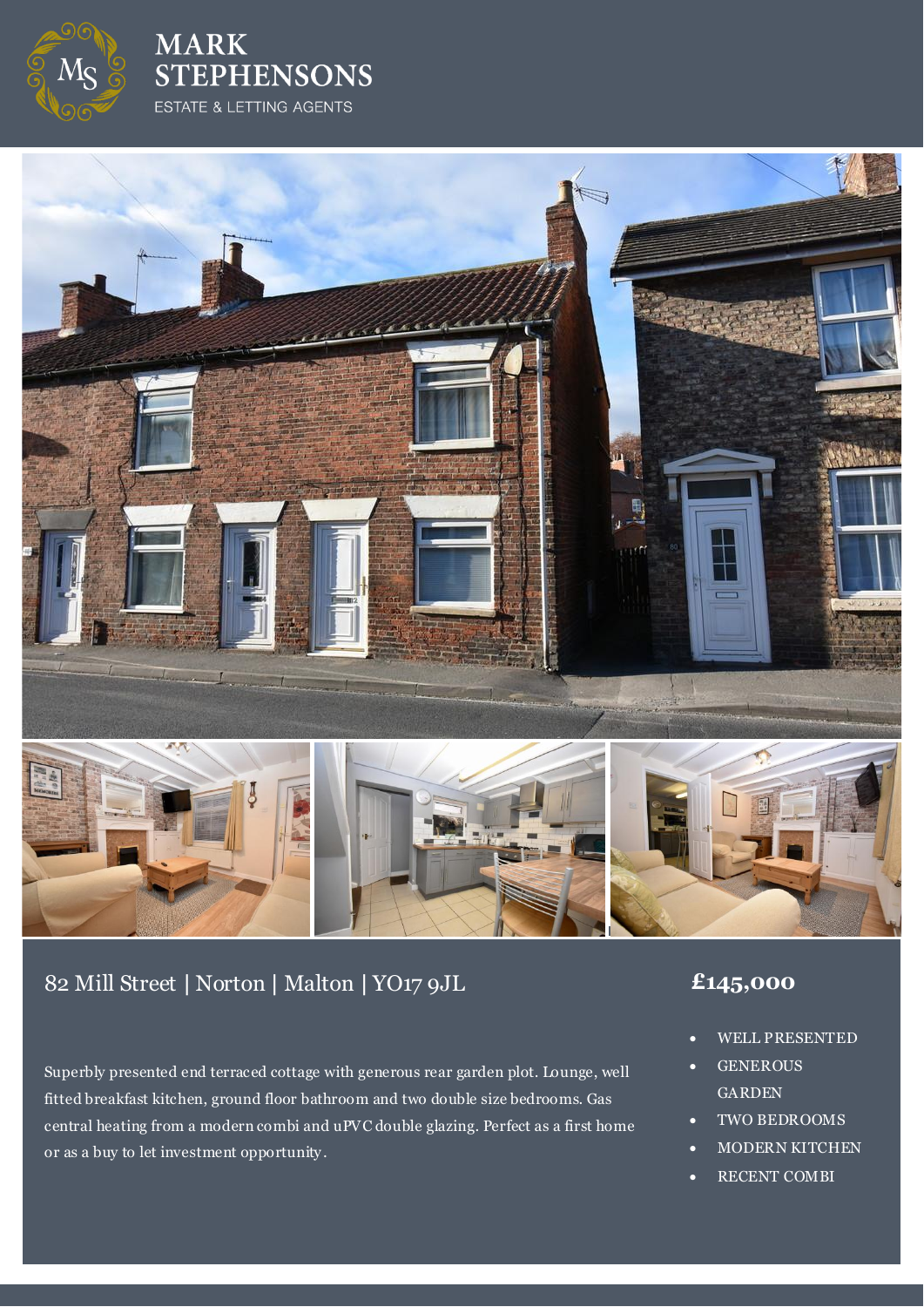# MARK STEPHENSONS

ESTATE & LETTING AGENTS

## 82 Mill Street | Norton | Malton | YO17 9JL

## £145,000

Superbly presented end terraced cottage with generous rear garden plot. Lounge, well fitted breakfast kitchen, ground floor bathroom and two double size bedrooms. Gas central heating from a modern combi and uPVC double glazing. Perfect as a first home or as a buy to let investment opportunity.

- WELL PRESENTED
- GENEROUS GARDEN
- TWO BEDROOMS
- MODERN KITCHEN
- RECENT COMBI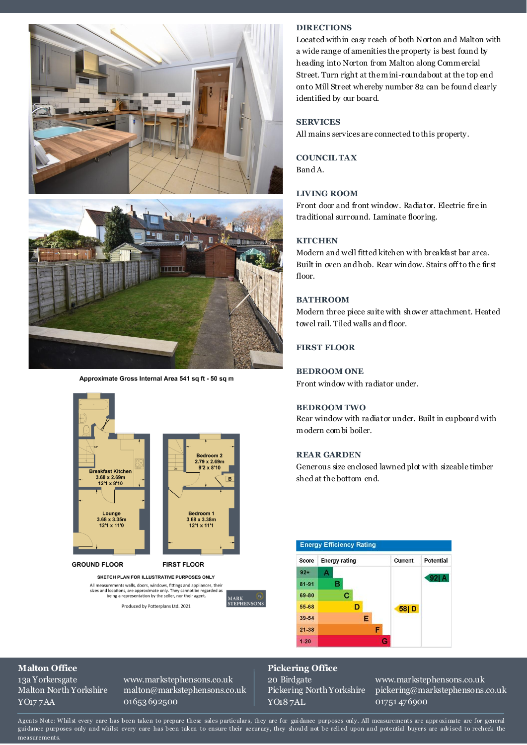## DIRECTIONS

Located within easy reach of both Norton and Malton with a wide range of amenities the property is best found by heading into Norton from Malton along Commercial Street. Turn right at the mini-roundabout at the top end onto Mill Street whereby number 82 can be found clearly identified by our board.

## SERVICES

All mains services are connected to this property.

## COUNCIL TAX

Band A.

## LIVING ROOM

Front door and front window. Radiator. Electric fire in traditional surround. Laminate flooring.

## KITCHEN

Modern and well fitted kitchen with breakfast bar area. Built in oven and hob. Rear window. Stairs off to the first floor.

## BATHROOM

Modern three piece suite with shower attachment. Heated towel rail. Tiled walls and floor.

## FIRST FLOOR

## BEDROOM ONE

Front window with radiator under.

## BEDROOM TWO

Rear window with radiator under. Built in cupboard with modern combi boiler.

## REAR GARDEN

Generous size enclosed lawned plot with sizeable timber shed at the bottom end.

Approximate Gross Internal Area 541 sq ft - 50 sq m

GROUND FLOOR

Breakfast Kitchen
3.68 x 2.69m
12'1 x 8'10

Lounge
3.68 x 3.35m
12'1 x 11'0

FIRST FLOOR

Bedroom 2
2.79 x 2.69m
9'2 x 8'10

Bedroom 1
3.68 x 3.38m
12'1 x 11'1

SKETCH PLAN FOR ILLUSTRATIVE PURPOSES ONLY

All measurements walls, doors, windows, fittings and appliances, their sizes and locations, are approximate only. They cannot be regarded as being a representation by the seller, nor their agent.

Produced by Potterplans Ltd. 2021

Energy Efficiency Rating

Score | Energy rating | Current | Potential
92+ A
81-91 B
69-80 C
55-68 D
39-54 E
21-38 F
1-20 G

Current: 58| D
Potential: 92| A

**Malton Office**
13a Yorkersgate
Malton North Yorkshire
YO17 7AA
www.markstephensons.co.uk
malton@markstephensons.co.uk
01653 692500

**Pickering Office**
20 Birdgate
Pickering North Yorkshire
YO18 7AL
www.markstephensons.co.uk
pickering@markstephensons.co.uk
01751 476900

Agents Note: Whilst every care has been taken to prepare these sales particulars, they are for guidance purposes only. All measurements are approximate are for general guidance purposes only and whilst every care has been taken to ensure their accuracy, they should not be relied upon and potential buyers are advised to recheck the measurements.